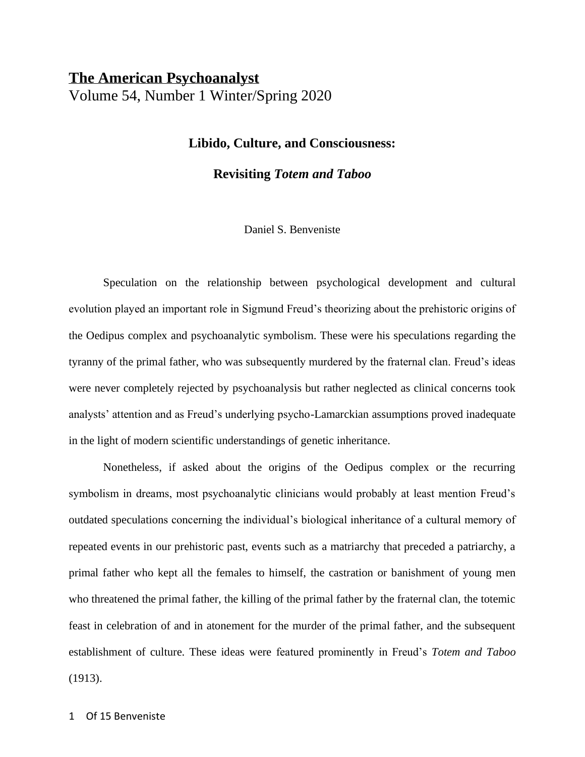**The American Psychoanalyst**
Volume 54, Number 1 Winter/Spring 2020

# Libido, Culture, and Consciousness: Revisiting *Totem and Taboo*

Daniel S. Benveniste

Speculation on the relationship between psychological development and cultural evolution played an important role in Sigmund Freud's theorizing about the prehistoric origins of the Oedipus complex and psychoanalytic symbolism. These were his speculations regarding the tyranny of the primal father, who was subsequently murdered by the fraternal clan. Freud's ideas were never completely rejected by psychoanalysis but rather neglected as clinical concerns took analysts' attention and as Freud's underlying psycho-Lamarckian assumptions proved inadequate in the light of modern scientific understandings of genetic inheritance.

Nonetheless, if asked about the origins of the Oedipus complex or the recurring symbolism in dreams, most psychoanalytic clinicians would probably at least mention Freud's outdated speculations concerning the individual's biological inheritance of a cultural memory of repeated events in our prehistoric past, events such as a matriarchy that preceded a patriarchy, a primal father who kept all the females to himself, the castration or banishment of young men who threatened the primal father, the killing of the primal father by the fraternal clan, the totemic feast in celebration of and in atonement for the murder of the primal father, and the subsequent establishment of culture. These ideas were featured prominently in Freud's *Totem and Taboo* (1913).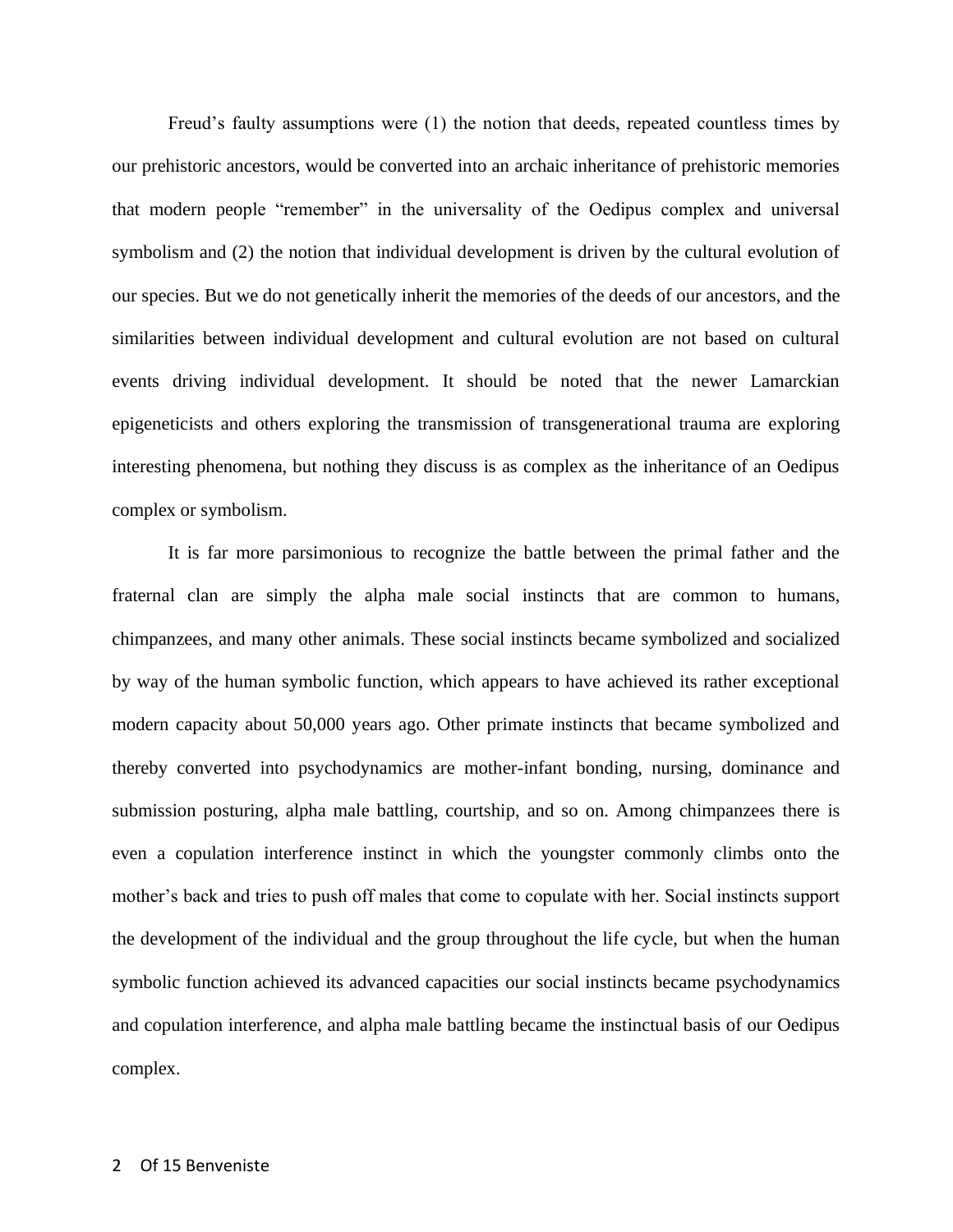Freud's faulty assumptions were (1) the notion that deeds, repeated countless times by our prehistoric ancestors, would be converted into an archaic inheritance of prehistoric memories that modern people "remember" in the universality of the Oedipus complex and universal symbolism and (2) the notion that individual development is driven by the cultural evolution of our species. But we do not genetically inherit the memories of the deeds of our ancestors, and the similarities between individual development and cultural evolution are not based on cultural events driving individual development. It should be noted that the newer Lamarckian epigeneticists and others exploring the transmission of transgenerational trauma are exploring interesting phenomena, but nothing they discuss is as complex as the inheritance of an Oedipus complex or symbolism.

It is far more parsimonious to recognize the battle between the primal father and the fraternal clan are simply the alpha male social instincts that are common to humans, chimpanzees, and many other animals. These social instincts became symbolized and socialized by way of the human symbolic function, which appears to have achieved its rather exceptional modern capacity about 50,000 years ago. Other primate instincts that became symbolized and thereby converted into psychodynamics are mother-infant bonding, nursing, dominance and submission posturing, alpha male battling, courtship, and so on. Among chimpanzees there is even a copulation interference instinct in which the youngster commonly climbs onto the mother's back and tries to push off males that come to copulate with her. Social instincts support the development of the individual and the group throughout the life cycle, but when the human symbolic function achieved its advanced capacities our social instincts became psychodynamics and copulation interference, and alpha male battling became the instinctual basis of our Oedipus complex.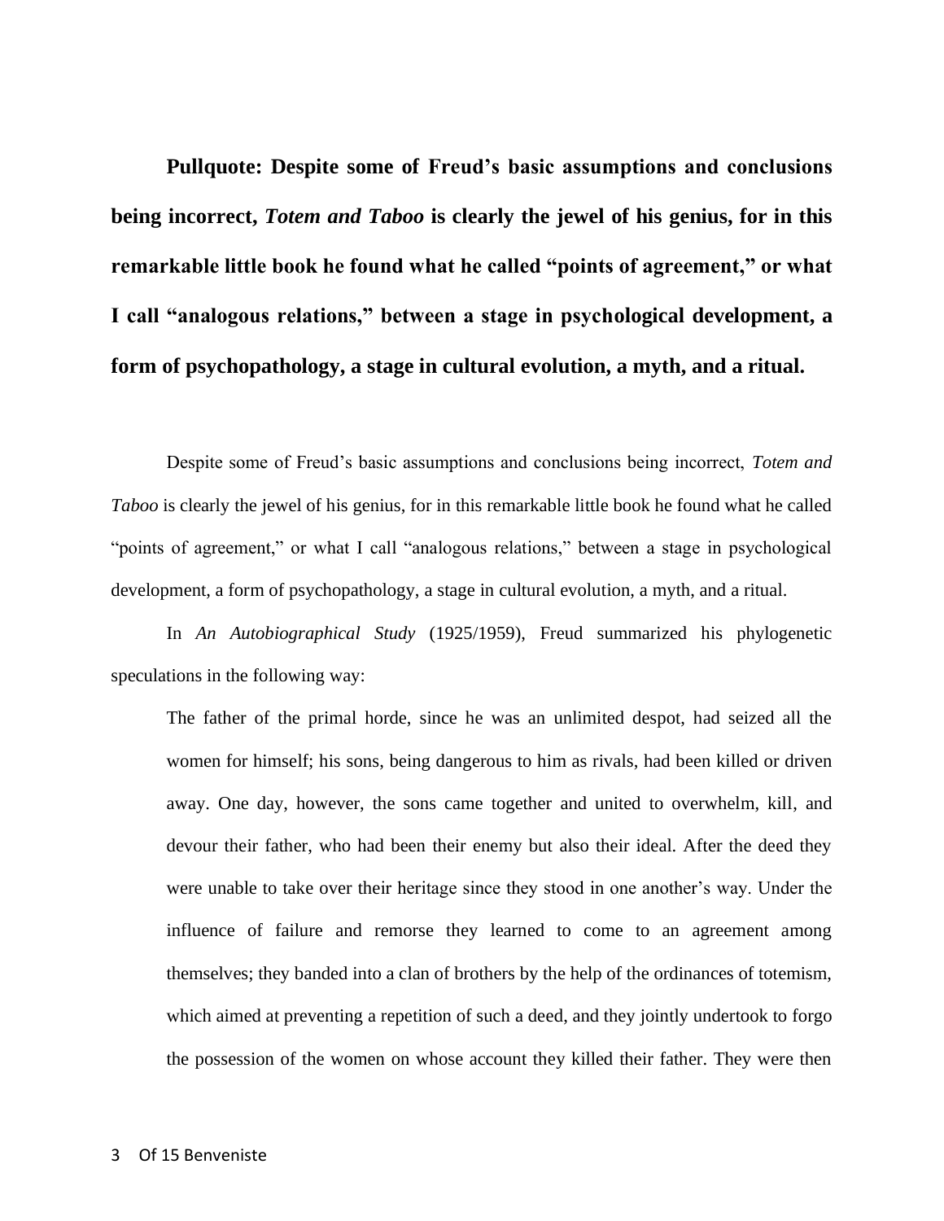**Pullquote: Despite some of Freud's basic assumptions and conclusions being incorrect, *Totem and Taboo* is clearly the jewel of his genius, for in this remarkable little book he found what he called "points of agreement," or what I call "analogous relations," between a stage in psychological development, a form of psychopathology, a stage in cultural evolution, a myth, and a ritual.**

Despite some of Freud's basic assumptions and conclusions being incorrect, *Totem and Taboo* is clearly the jewel of his genius, for in this remarkable little book he found what he called "points of agreement," or what I call "analogous relations," between a stage in psychological development, a form of psychopathology, a stage in cultural evolution, a myth, and a ritual.

In *An Autobiographical Study* (1925/1959), Freud summarized his phylogenetic speculations in the following way:

> The father of the primal horde, since he was an unlimited despot, had seized all the women for himself; his sons, being dangerous to him as rivals, had been killed or driven away. One day, however, the sons came together and united to overwhelm, kill, and devour their father, who had been their enemy but also their ideal. After the deed they were unable to take over their heritage since they stood in one another's way. Under the influence of failure and remorse they learned to come to an agreement among themselves; they banded into a clan of brothers by the help of the ordinances of totemism, which aimed at preventing a repetition of such a deed, and they jointly undertook to forgo the possession of the women on whose account they killed their father. They were then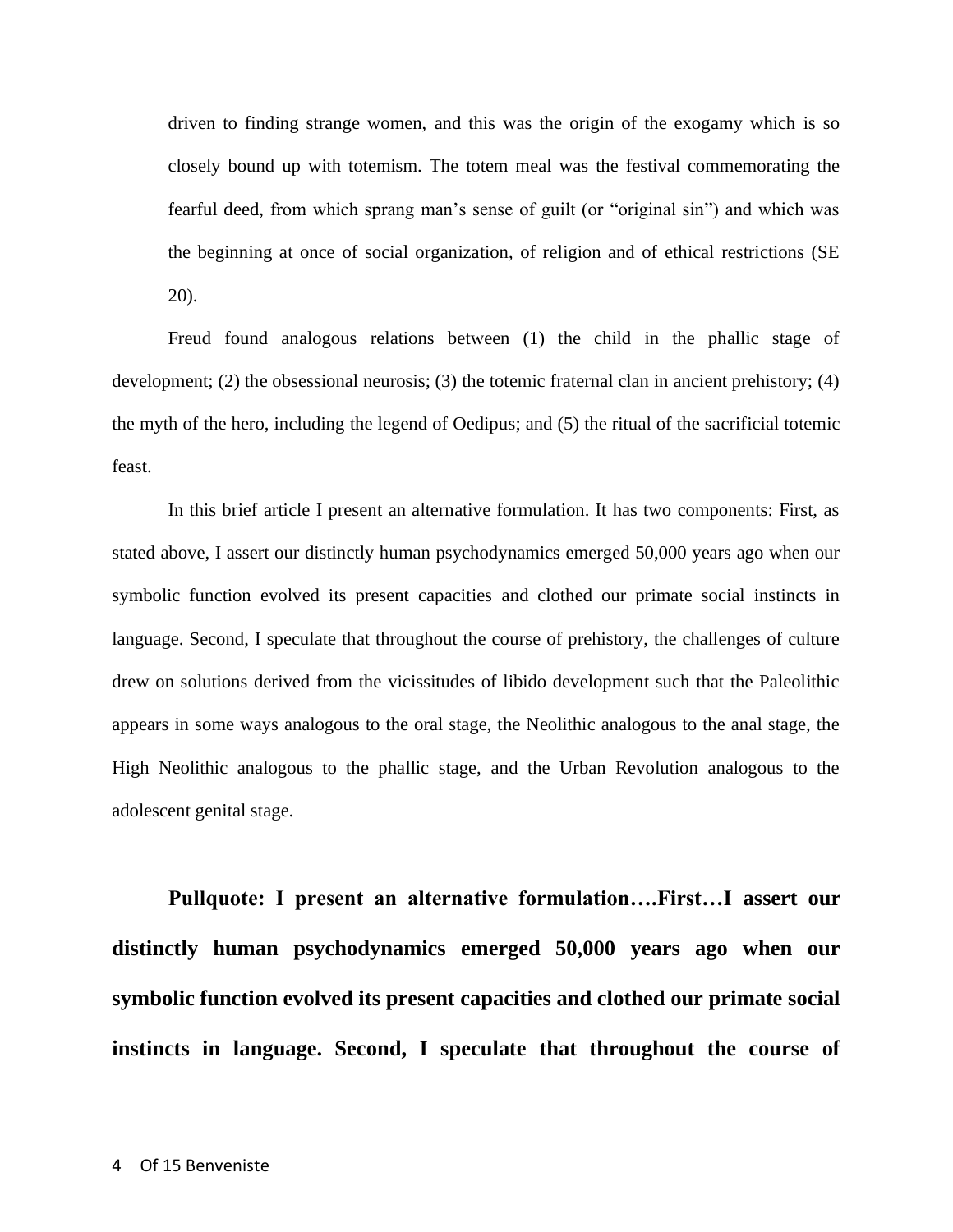> driven to finding strange women, and this was the origin of the exogamy which is so closely bound up with totemism. The totem meal was the festival commemorating the fearful deed, from which sprang man's sense of guilt (or "original sin") and which was the beginning at once of social organization, of religion and of ethical restrictions (SE 20).

Freud found analogous relations between (1) the child in the phallic stage of development; (2) the obsessional neurosis; (3) the totemic fraternal clan in ancient prehistory; (4) the myth of the hero, including the legend of Oedipus; and (5) the ritual of the sacrificial totemic feast.

In this brief article I present an alternative formulation. It has two components: First, as stated above, I assert our distinctly human psychodynamics emerged 50,000 years ago when our symbolic function evolved its present capacities and clothed our primate social instincts in language. Second, I speculate that throughout the course of prehistory, the challenges of culture drew on solutions derived from the vicissitudes of libido development such that the Paleolithic appears in some ways analogous to the oral stage, the Neolithic analogous to the anal stage, the High Neolithic analogous to the phallic stage, and the Urban Revolution analogous to the adolescent genital stage.

**Pullquote: I present an alternative formulation….First…I assert our distinctly human psychodynamics emerged 50,000 years ago when our symbolic function evolved its present capacities and clothed our primate social instincts in language. Second, I speculate that throughout the course of**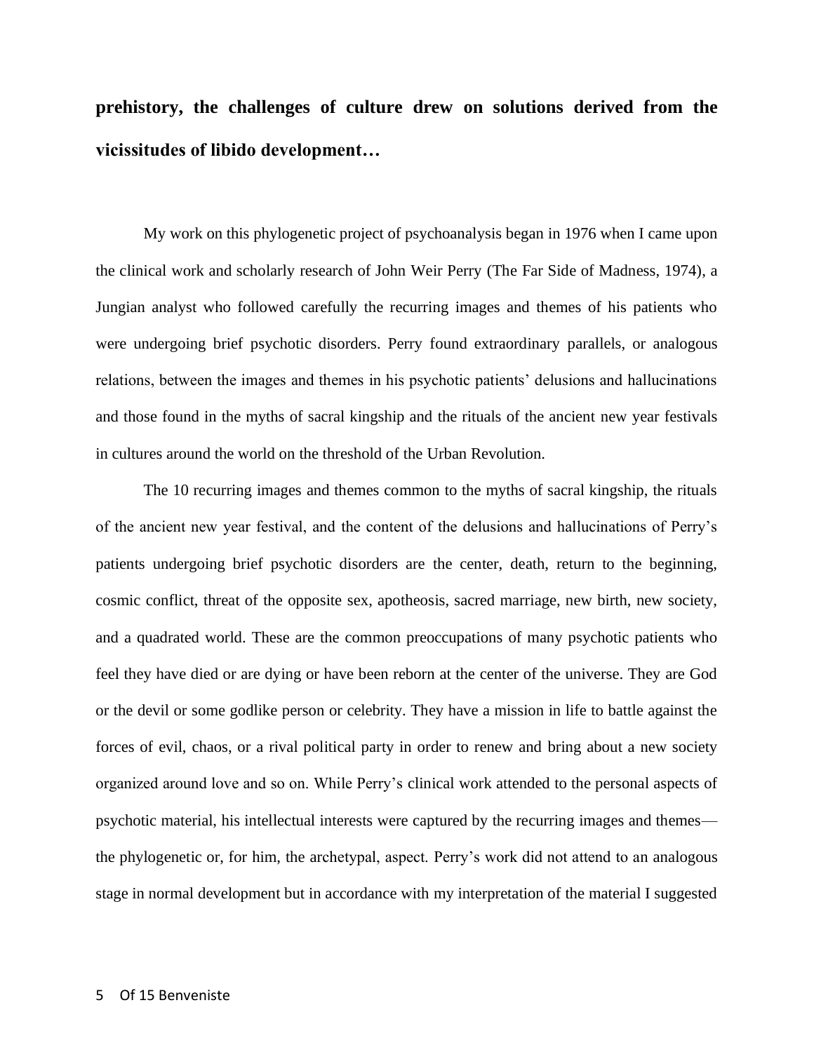**prehistory, the challenges of culture drew on solutions derived from the vicissitudes of libido development…**

My work on this phylogenetic project of psychoanalysis began in 1976 when I came upon the clinical work and scholarly research of John Weir Perry (The Far Side of Madness, 1974), a Jungian analyst who followed carefully the recurring images and themes of his patients who were undergoing brief psychotic disorders. Perry found extraordinary parallels, or analogous relations, between the images and themes in his psychotic patients' delusions and hallucinations and those found in the myths of sacral kingship and the rituals of the ancient new year festivals in cultures around the world on the threshold of the Urban Revolution.

The 10 recurring images and themes common to the myths of sacral kingship, the rituals of the ancient new year festival, and the content of the delusions and hallucinations of Perry's patients undergoing brief psychotic disorders are the center, death, return to the beginning, cosmic conflict, threat of the opposite sex, apotheosis, sacred marriage, new birth, new society, and a quadrated world. These are the common preoccupations of many psychotic patients who feel they have died or are dying or have been reborn at the center of the universe. They are God or the devil or some godlike person or celebrity. They have a mission in life to battle against the forces of evil, chaos, or a rival political party in order to renew and bring about a new society organized around love and so on. While Perry's clinical work attended to the personal aspects of psychotic material, his intellectual interests were captured by the recurring images and themes—the phylogenetic or, for him, the archetypal, aspect. Perry's work did not attend to an analogous stage in normal development but in accordance with my interpretation of the material I suggested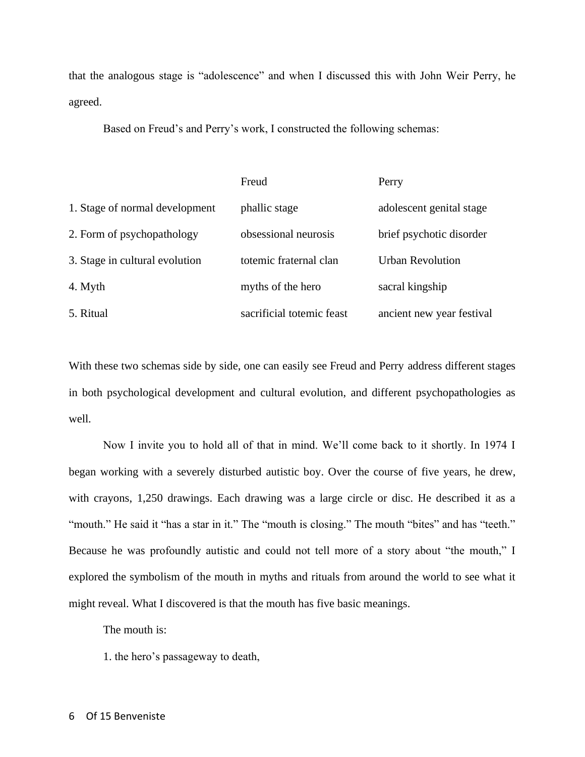that the analogous stage is "adolescence" and when I discussed this with John Weir Perry, he agreed.

Based on Freud's and Perry's work, I constructed the following schemas:

| | Freud | Perry |
|---|---|---|
| 1. Stage of normal development | phallic stage | adolescent genital stage |
| 2. Form of psychopathology | obsessional neurosis | brief psychotic disorder |
| 3. Stage in cultural evolution | totemic fraternal clan | Urban Revolution |
| 4. Myth | myths of the hero | sacral kingship |
| 5. Ritual | sacrificial totemic feast | ancient new year festival |

With these two schemas side by side, one can easily see Freud and Perry address different stages in both psychological development and cultural evolution, and different psychopathologies as well.

Now I invite you to hold all of that in mind. We'll come back to it shortly. In 1974 I began working with a severely disturbed autistic boy. Over the course of five years, he drew, with crayons, 1,250 drawings. Each drawing was a large circle or disc. He described it as a "mouth." He said it "has a star in it." The "mouth is closing." The mouth "bites" and has "teeth." Because he was profoundly autistic and could not tell more of a story about "the mouth," I explored the symbolism of the mouth in myths and rituals from around the world to see what it might reveal. What I discovered is that the mouth has five basic meanings.

The mouth is:

1. the hero's passageway to death,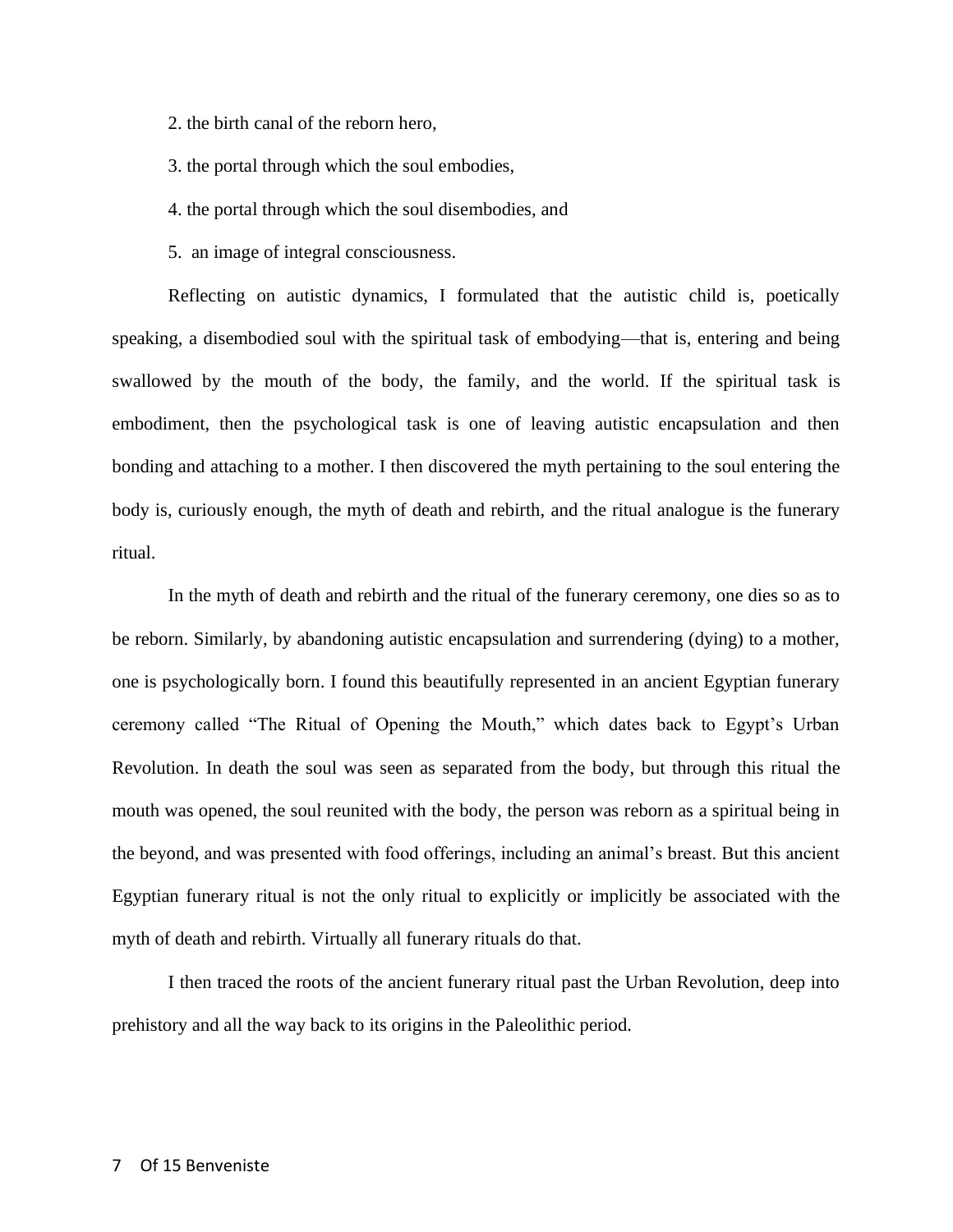2. the birth canal of the reborn hero,

3. the portal through which the soul embodies,

4. the portal through which the soul disembodies, and

5. an image of integral consciousness.

Reflecting on autistic dynamics, I formulated that the autistic child is, poetically speaking, a disembodied soul with the spiritual task of embodying—that is, entering and being swallowed by the mouth of the body, the family, and the world. If the spiritual task is embodiment, then the psychological task is one of leaving autistic encapsulation and then bonding and attaching to a mother. I then discovered the myth pertaining to the soul entering the body is, curiously enough, the myth of death and rebirth, and the ritual analogue is the funerary ritual.

In the myth of death and rebirth and the ritual of the funerary ceremony, one dies so as to be reborn. Similarly, by abandoning autistic encapsulation and surrendering (dying) to a mother, one is psychologically born. I found this beautifully represented in an ancient Egyptian funerary ceremony called "The Ritual of Opening the Mouth," which dates back to Egypt's Urban Revolution. In death the soul was seen as separated from the body, but through this ritual the mouth was opened, the soul reunited with the body, the person was reborn as a spiritual being in the beyond, and was presented with food offerings, including an animal's breast. But this ancient Egyptian funerary ritual is not the only ritual to explicitly or implicitly be associated with the myth of death and rebirth. Virtually all funerary rituals do that.

I then traced the roots of the ancient funerary ritual past the Urban Revolution, deep into prehistory and all the way back to its origins in the Paleolithic period.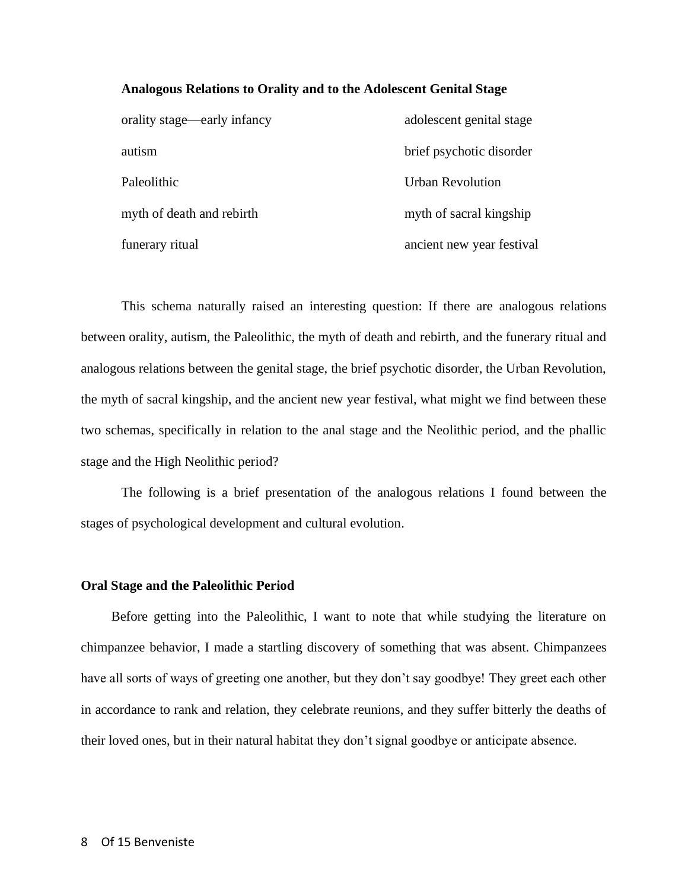**Analogous Relations to Orality and to the Adolescent Genital Stage**

| orality stage—early infancy | adolescent genital stage |
|---|---|
| autism | brief psychotic disorder |
| Paleolithic | Urban Revolution |
| myth of death and rebirth | myth of sacral kingship |
| funerary ritual | ancient new year festival |

This schema naturally raised an interesting question: If there are analogous relations between orality, autism, the Paleolithic, the myth of death and rebirth, and the funerary ritual and analogous relations between the genital stage, the brief psychotic disorder, the Urban Revolution, the myth of sacral kingship, and the ancient new year festival, what might we find between these two schemas, specifically in relation to the anal stage and the Neolithic period, and the phallic stage and the High Neolithic period?

The following is a brief presentation of the analogous relations I found between the stages of psychological development and cultural evolution.

### Oral Stage and the Paleolithic Period

Before getting into the Paleolithic, I want to note that while studying the literature on chimpanzee behavior, I made a startling discovery of something that was absent. Chimpanzees have all sorts of ways of greeting one another, but they don't say goodbye! They greet each other in accordance to rank and relation, they celebrate reunions, and they suffer bitterly the deaths of their loved ones, but in their natural habitat they don't signal goodbye or anticipate absence.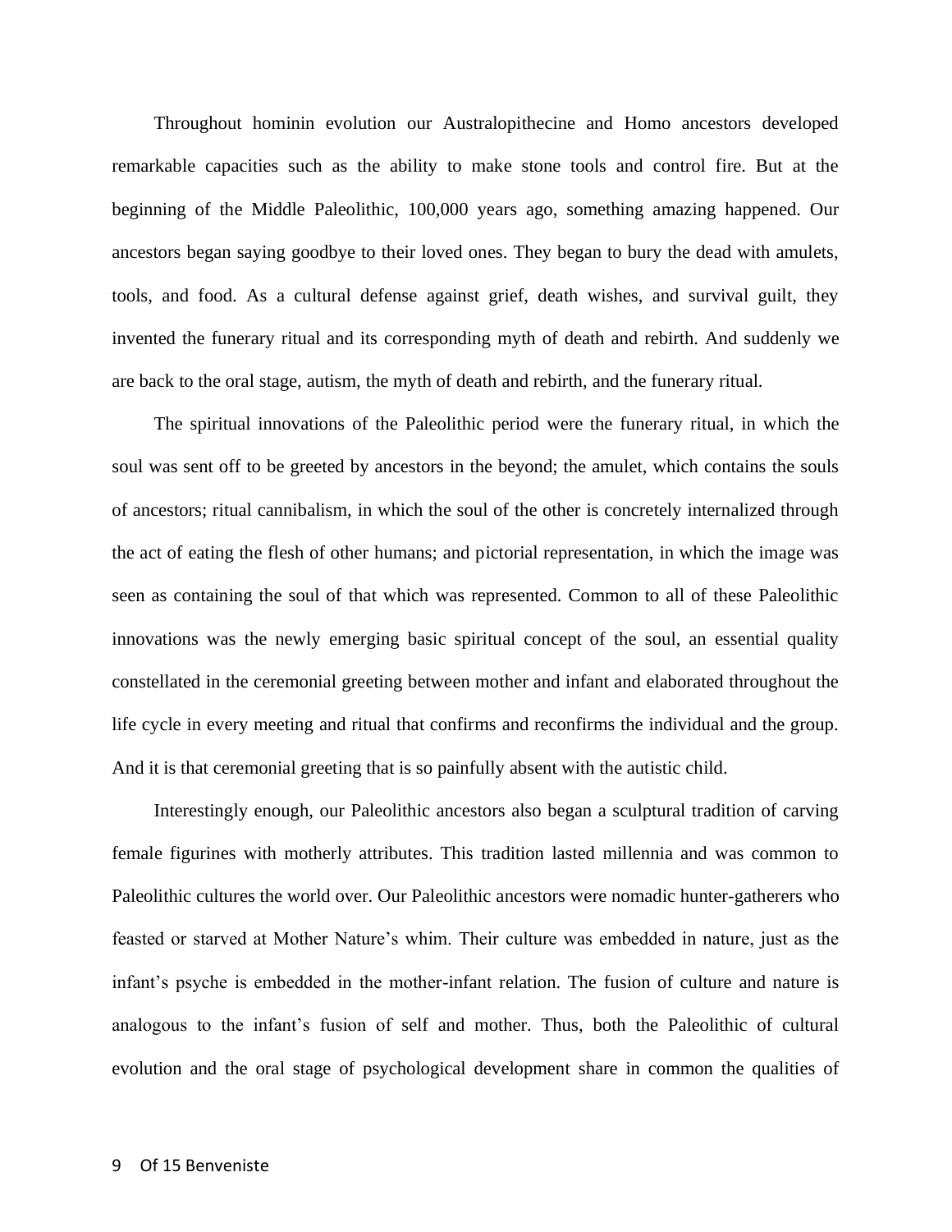Throughout hominin evolution our Australopithecine and Homo ancestors developed remarkable capacities such as the ability to make stone tools and control fire. But at the beginning of the Middle Paleolithic, 100,000 years ago, something amazing happened. Our ancestors began saying goodbye to their loved ones. They began to bury the dead with amulets, tools, and food. As a cultural defense against grief, death wishes, and survival guilt, they invented the funerary ritual and its corresponding myth of death and rebirth. And suddenly we are back to the oral stage, autism, the myth of death and rebirth, and the funerary ritual.

The spiritual innovations of the Paleolithic period were the funerary ritual, in which the soul was sent off to be greeted by ancestors in the beyond; the amulet, which contains the souls of ancestors; ritual cannibalism, in which the soul of the other is concretely internalized through the act of eating the flesh of other humans; and pictorial representation, in which the image was seen as containing the soul of that which was represented. Common to all of these Paleolithic innovations was the newly emerging basic spiritual concept of the soul, an essential quality constellated in the ceremonial greeting between mother and infant and elaborated throughout the life cycle in every meeting and ritual that confirms and reconfirms the individual and the group. And it is that ceremonial greeting that is so painfully absent with the autistic child.

Interestingly enough, our Paleolithic ancestors also began a sculptural tradition of carving female figurines with motherly attributes. This tradition lasted millennia and was common to Paleolithic cultures the world over. Our Paleolithic ancestors were nomadic hunter-gatherers who feasted or starved at Mother Nature's whim. Their culture was embedded in nature, just as the infant's psyche is embedded in the mother-infant relation. The fusion of culture and nature is analogous to the infant's fusion of self and mother. Thus, both the Paleolithic of cultural evolution and the oral stage of psychological development share in common the qualities of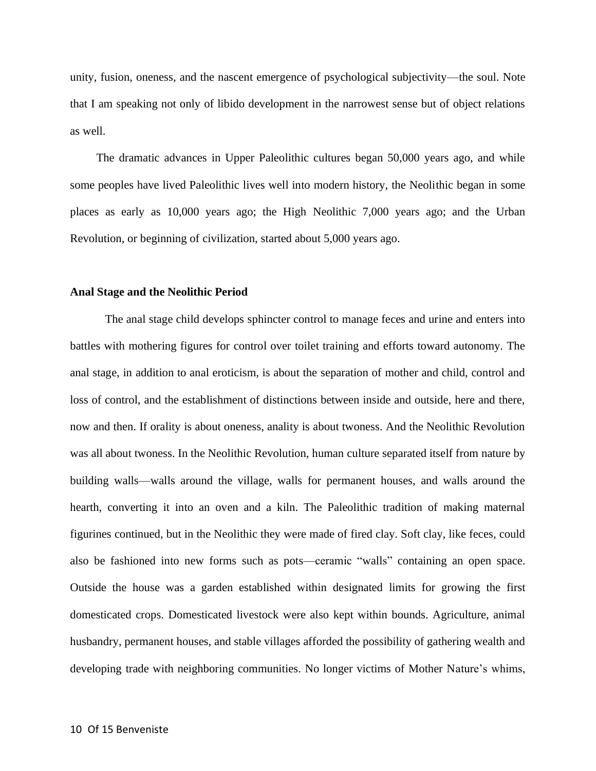unity, fusion, oneness, and the nascent emergence of psychological subjectivity—the soul. Note that I am speaking not only of libido development in the narrowest sense but of object relations as well.

The dramatic advances in Upper Paleolithic cultures began 50,000 years ago, and while some peoples have lived Paleolithic lives well into modern history, the Neolithic began in some places as early as 10,000 years ago; the High Neolithic 7,000 years ago; and the Urban Revolution, or beginning of civilization, started about 5,000 years ago.

**Anal Stage and the Neolithic Period**

The anal stage child develops sphincter control to manage feces and urine and enters into battles with mothering figures for control over toilet training and efforts toward autonomy. The anal stage, in addition to anal eroticism, is about the separation of mother and child, control and loss of control, and the establishment of distinctions between inside and outside, here and there, now and then. If orality is about oneness, anality is about twoness. And the Neolithic Revolution was all about twoness. In the Neolithic Revolution, human culture separated itself from nature by building walls—walls around the village, walls for permanent houses, and walls around the hearth, converting it into an oven and a kiln. The Paleolithic tradition of making maternal figurines continued, but in the Neolithic they were made of fired clay. Soft clay, like feces, could also be fashioned into new forms such as pots—ceramic "walls" containing an open space. Outside the house was a garden established within designated limits for growing the first domesticated crops. Domesticated livestock were also kept within bounds. Agriculture, animal husbandry, permanent houses, and stable villages afforded the possibility of gathering wealth and developing trade with neighboring communities. No longer victims of Mother Nature's whims,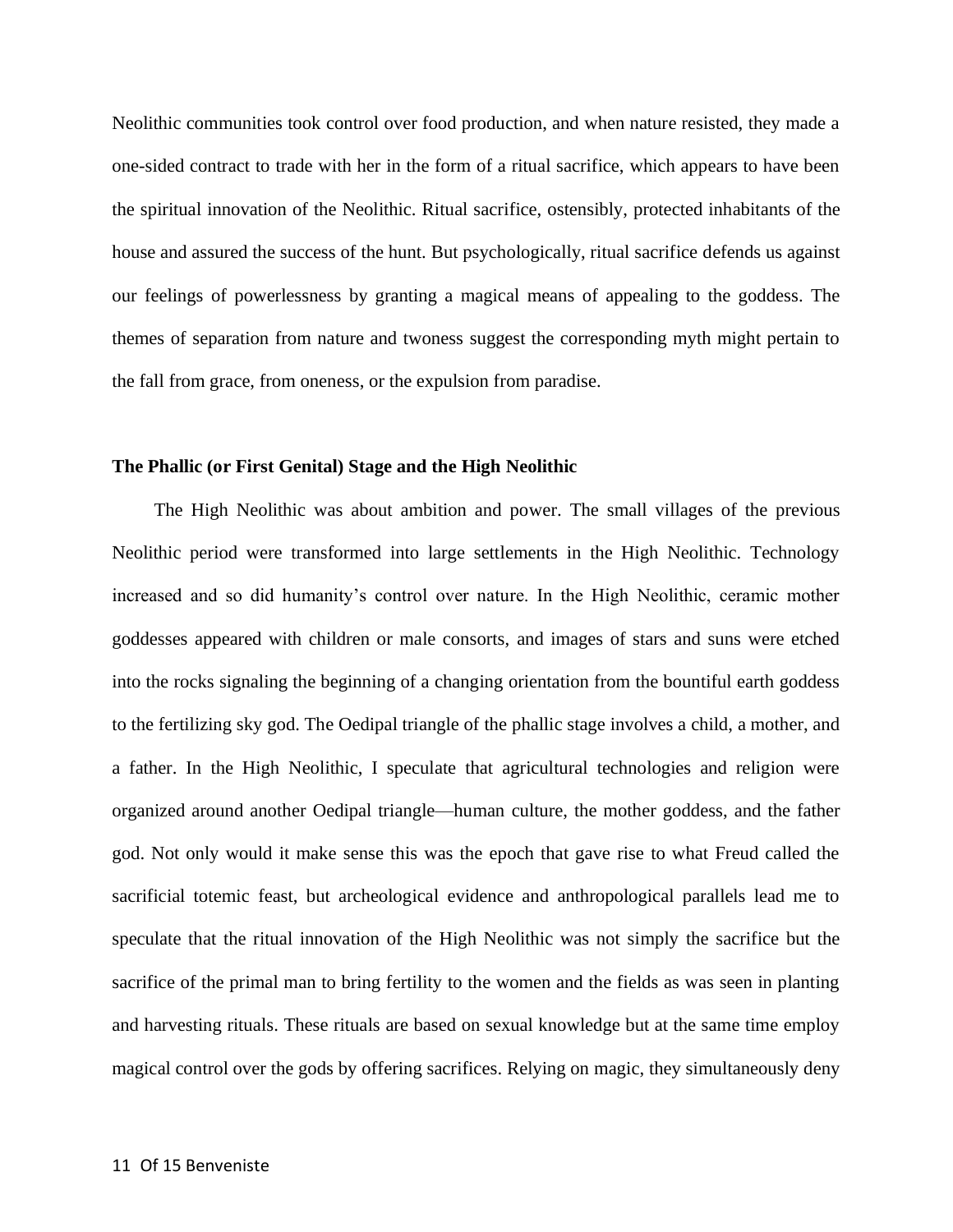Neolithic communities took control over food production, and when nature resisted, they made a one-sided contract to trade with her in the form of a ritual sacrifice, which appears to have been the spiritual innovation of the Neolithic. Ritual sacrifice, ostensibly, protected inhabitants of the house and assured the success of the hunt. But psychologically, ritual sacrifice defends us against our feelings of powerlessness by granting a magical means of appealing to the goddess. The themes of separation from nature and twoness suggest the corresponding myth might pertain to the fall from grace, from oneness, or the expulsion from paradise.

**The Phallic (or First Genital) Stage and the High Neolithic**

The High Neolithic was about ambition and power. The small villages of the previous Neolithic period were transformed into large settlements in the High Neolithic. Technology increased and so did humanity's control over nature. In the High Neolithic, ceramic mother goddesses appeared with children or male consorts, and images of stars and suns were etched into the rocks signaling the beginning of a changing orientation from the bountiful earth goddess to the fertilizing sky god. The Oedipal triangle of the phallic stage involves a child, a mother, and a father. In the High Neolithic, I speculate that agricultural technologies and religion were organized around another Oedipal triangle—human culture, the mother goddess, and the father god. Not only would it make sense this was the epoch that gave rise to what Freud called the sacrificial totemic feast, but archeological evidence and anthropological parallels lead me to speculate that the ritual innovation of the High Neolithic was not simply the sacrifice but the sacrifice of the primal man to bring fertility to the women and the fields as was seen in planting and harvesting rituals. These rituals are based on sexual knowledge but at the same time employ magical control over the gods by offering sacrifices. Relying on magic, they simultaneously deny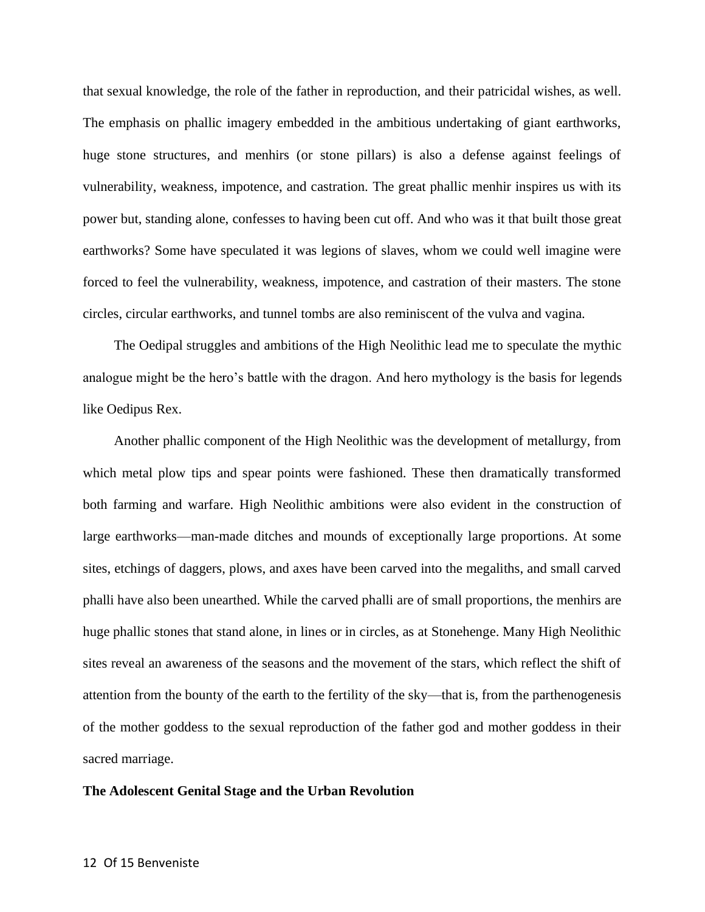that sexual knowledge, the role of the father in reproduction, and their patricidal wishes, as well. The emphasis on phallic imagery embedded in the ambitious undertaking of giant earthworks, huge stone structures, and menhirs (or stone pillars) is also a defense against feelings of vulnerability, weakness, impotence, and castration. The great phallic menhir inspires us with its power but, standing alone, confesses to having been cut off. And who was it that built those great earthworks? Some have speculated it was legions of slaves, whom we could well imagine were forced to feel the vulnerability, weakness, impotence, and castration of their masters. The stone circles, circular earthworks, and tunnel tombs are also reminiscent of the vulva and vagina.

The Oedipal struggles and ambitions of the High Neolithic lead me to speculate the mythic analogue might be the hero's battle with the dragon. And hero mythology is the basis for legends like Oedipus Rex.

Another phallic component of the High Neolithic was the development of metallurgy, from which metal plow tips and spear points were fashioned. These then dramatically transformed both farming and warfare. High Neolithic ambitions were also evident in the construction of large earthworks—man-made ditches and mounds of exceptionally large proportions. At some sites, etchings of daggers, plows, and axes have been carved into the megaliths, and small carved phalli have also been unearthed. While the carved phalli are of small proportions, the menhirs are huge phallic stones that stand alone, in lines or in circles, as at Stonehenge. Many High Neolithic sites reveal an awareness of the seasons and the movement of the stars, which reflect the shift of attention from the bounty of the earth to the fertility of the sky—that is, from the parthenogenesis of the mother goddess to the sexual reproduction of the father god and mother goddess in their sacred marriage.

**The Adolescent Genital Stage and the Urban Revolution**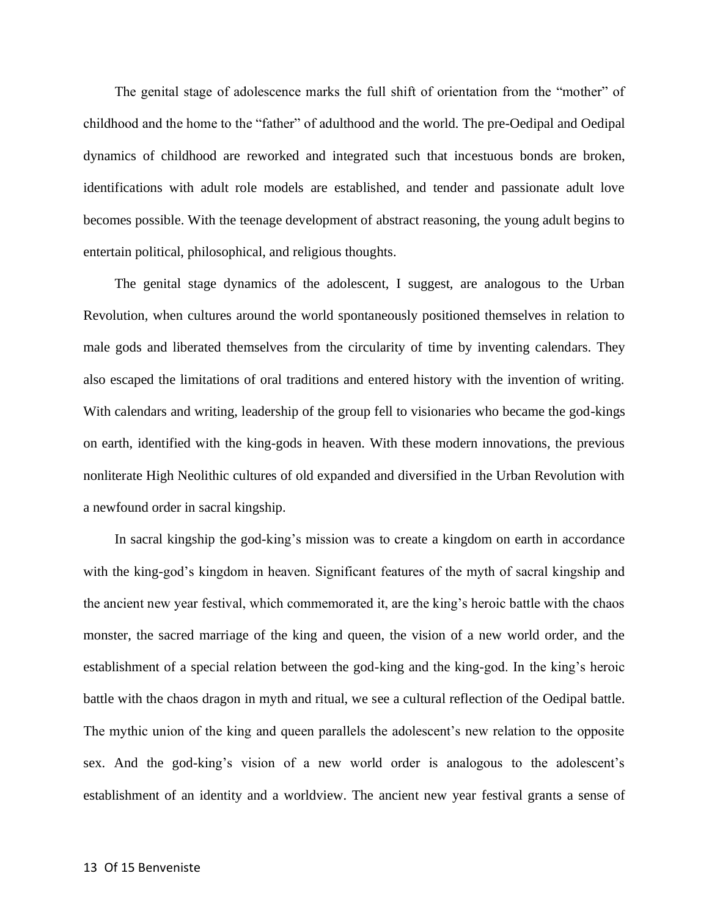The genital stage of adolescence marks the full shift of orientation from the "mother" of childhood and the home to the "father" of adulthood and the world. The pre-Oedipal and Oedipal dynamics of childhood are reworked and integrated such that incestuous bonds are broken, identifications with adult role models are established, and tender and passionate adult love becomes possible. With the teenage development of abstract reasoning, the young adult begins to entertain political, philosophical, and religious thoughts.

The genital stage dynamics of the adolescent, I suggest, are analogous to the Urban Revolution, when cultures around the world spontaneously positioned themselves in relation to male gods and liberated themselves from the circularity of time by inventing calendars. They also escaped the limitations of oral traditions and entered history with the invention of writing. With calendars and writing, leadership of the group fell to visionaries who became the god-kings on earth, identified with the king-gods in heaven. With these modern innovations, the previous nonliterate High Neolithic cultures of old expanded and diversified in the Urban Revolution with a newfound order in sacral kingship.

In sacral kingship the god-king's mission was to create a kingdom on earth in accordance with the king-god's kingdom in heaven. Significant features of the myth of sacral kingship and the ancient new year festival, which commemorated it, are the king's heroic battle with the chaos monster, the sacred marriage of the king and queen, the vision of a new world order, and the establishment of a special relation between the god-king and the king-god. In the king's heroic battle with the chaos dragon in myth and ritual, we see a cultural reflection of the Oedipal battle. The mythic union of the king and queen parallels the adolescent's new relation to the opposite sex. And the god-king's vision of a new world order is analogous to the adolescent's establishment of an identity and a worldview. The ancient new year festival grants a sense of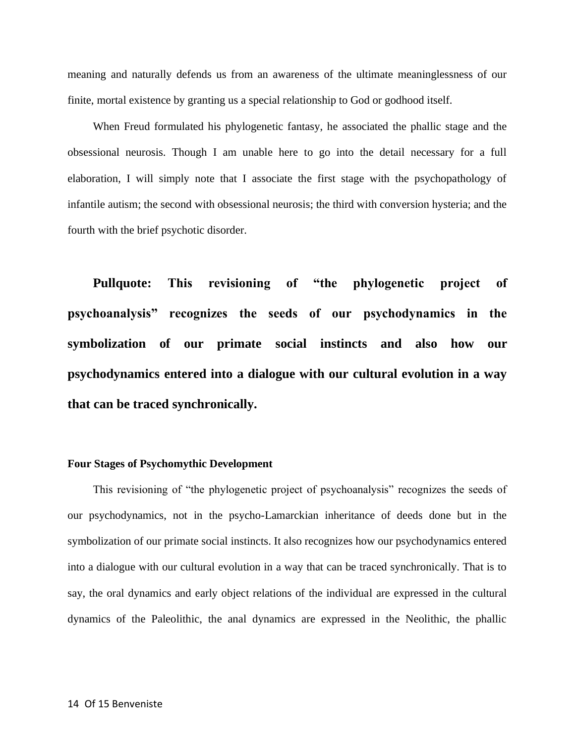meaning and naturally defends us from an awareness of the ultimate meaninglessness of our finite, mortal existence by granting us a special relationship to God or godhood itself.

When Freud formulated his phylogenetic fantasy, he associated the phallic stage and the obsessional neurosis. Though I am unable here to go into the detail necessary for a full elaboration, I will simply note that I associate the first stage with the psychopathology of infantile autism; the second with obsessional neurosis; the third with conversion hysteria; and the fourth with the brief psychotic disorder.

**Pullquote: This revisioning of "the phylogenetic project of psychoanalysis" recognizes the seeds of our psychodynamics in the symbolization of our primate social instincts and also how our psychodynamics entered into a dialogue with our cultural evolution in a way that can be traced synchronically.**

**Four Stages of Psychomythic Development**

This revisioning of "the phylogenetic project of psychoanalysis" recognizes the seeds of our psychodynamics, not in the psycho-Lamarckian inheritance of deeds done but in the symbolization of our primate social instincts. It also recognizes how our psychodynamics entered into a dialogue with our cultural evolution in a way that can be traced synchronically. That is to say, the oral dynamics and early object relations of the individual are expressed in the cultural dynamics of the Paleolithic, the anal dynamics are expressed in the Neolithic, the phallic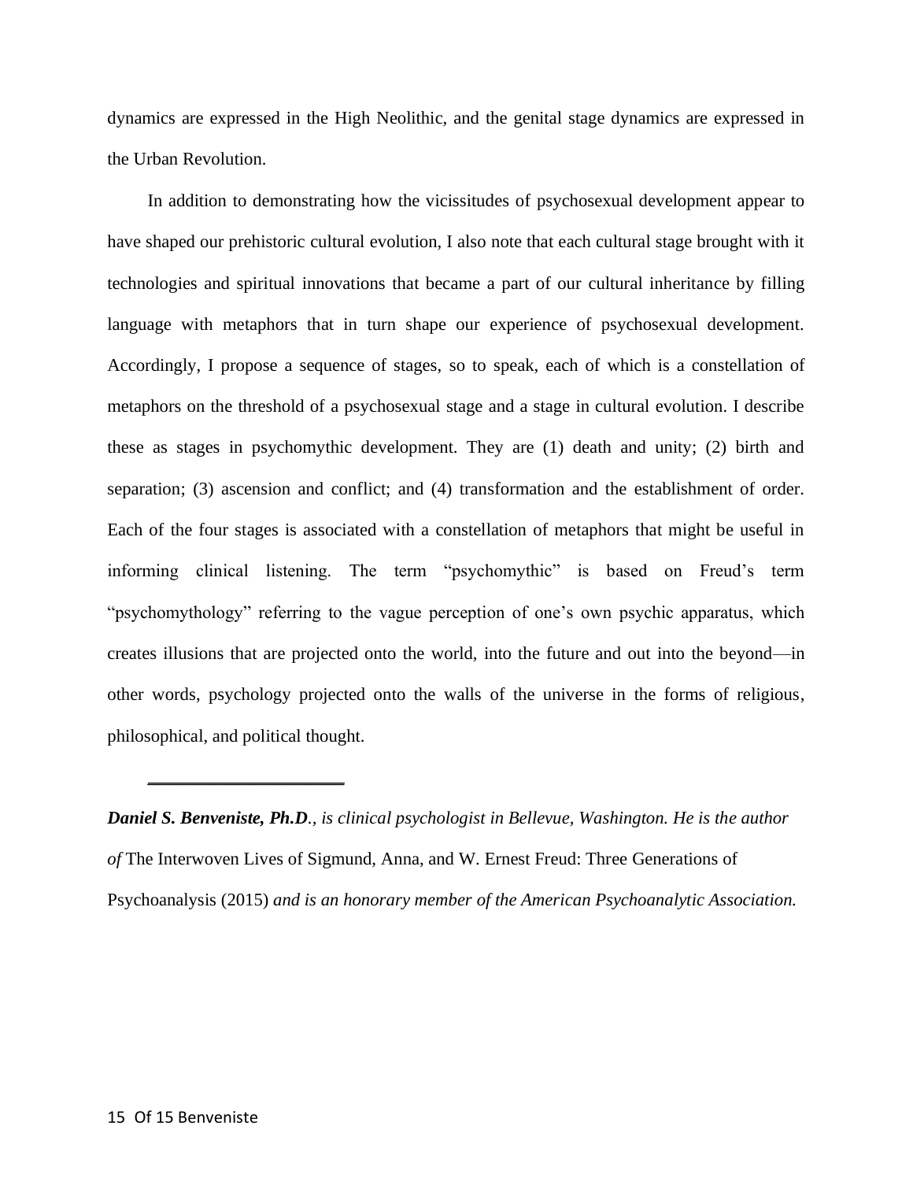dynamics are expressed in the High Neolithic, and the genital stage dynamics are expressed in the Urban Revolution.

In addition to demonstrating how the vicissitudes of psychosexual development appear to have shaped our prehistoric cultural evolution, I also note that each cultural stage brought with it technologies and spiritual innovations that became a part of our cultural inheritance by filling language with metaphors that in turn shape our experience of psychosexual development. Accordingly, I propose a sequence of stages, so to speak, each of which is a constellation of metaphors on the threshold of a psychosexual stage and a stage in cultural evolution. I describe these as stages in psychomythic development. They are (1) death and unity; (2) birth and separation; (3) ascension and conflict; and (4) transformation and the establishment of order. Each of the four stages is associated with a constellation of metaphors that might be useful in informing clinical listening. The term "psychomythic" is based on Freud's term "psychomythology" referring to the vague perception of one's own psychic apparatus, which creates illusions that are projected onto the world, into the future and out into the beyond—in other words, psychology projected onto the walls of the universe in the forms of religious, philosophical, and political thought.

---

***Daniel S. Benveniste, Ph.D****., is clinical psychologist in Bellevue, Washington. He is the author of* The Interwoven Lives of Sigmund, Anna, and W. Ernest Freud: Three Generations of Psychoanalysis (2015) *and is an honorary member of the American Psychoanalytic Association.*